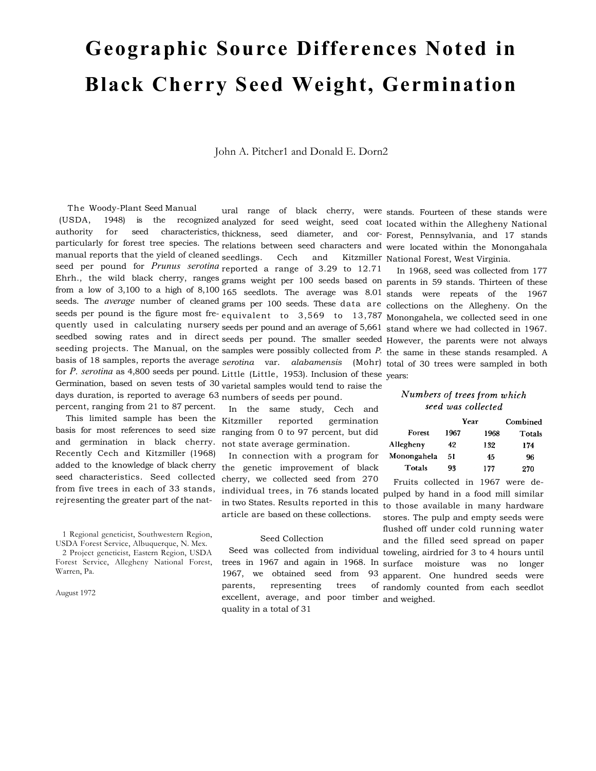# Geographic Source Differences Noted in Black Cherry Seed Weight, Germination

John A. Pitcher[1] and Donald E. Dorn[2]

The Woody-Plant Seed Manual (USDA, 1948) is the recognized authority for seed characteristics, particularly for forest tree species. The manual reports that the yield of cleaned seed per pound for *Prunus serotina* Ehrh., the wild black cherry, ranges from a low of 3,100 to a high of 8,100 seeds. The *average* number of cleaned seeds per pound is the figure most frequently used in calculating nursery seedbed sowing rates and in direct seeding projects. The Manual, on the basis of 18 samples, reports the average for *P. serotina* as 4,800 seeds per pound. Germination, based on seven tests of 30 days duration, is reported to average 63 percent, ranging from 21 to 87 percent.

This limited sample has been the basis for most references to seed size and germination in black cherry. Recently Cech and Kitzmiller (1968) added to the knowledge of black cherry seed characteristics. Seed collected from five trees in each of 33 stands, rejresenting the greater part of the natural range of black cherry, were analyzed for seed weight, seed coat thickness, seed diameter, and correlations between seed characters and seedlings. Cech and Kitzmiller reported a range of 3.29 to 12.71 grams weight per 100 seeds based on 165 seedlots. The average was 8.01 grams per 100 seeds. These data are equivalent to 3,569 to 13,787 seeds per pound and an average of 5,661 seeds per pound. The smaller seeded samples were possibly collected from *P. serotina* var. *alabamensis* (Mohr) Little (Little, 1953). Inclusion of these varietal samples would tend to raise the numbers of seeds per pound.

In the same study, Cech and Kitzmiller reported germination ranging from 0 to 97 percent, but did not state average germination.

In connection with a program for the genetic improvement of black cherry, we collected seed from 270 individual trees, in 76 stands located in two States. Results reported in this article are based on these collections.

## Seed Collection

Seed was collected from individual trees in 1967 and again in 1968. In 1967, we obtained seed from 93 parents, representing trees of excellent, average, and poor timber quality in a total of 31 stands. Fourteen of these stands were located within the Allegheny National Forest, Pennsylvania, and 17 stands were located within the Monongahala National Forest, West Virginia.

In 1968, seed was collected from 177 parents in 59 stands. Thirteen of these stands were repeats of the 1967 collections on the Allegheny. On the Monongahela, we collected seed in one stand where we had collected in 1967. However, the parents were not always the same in these stands resampled. A total of 30 trees were sampled in both years:

*Numbers of trees from which seed was collected*

| Forest | Year 1967 | 1968 | Combined Totals |
|---|---|---|---|
| Allegheny | 42 | 132 | 174 |
| Monongahela | 51 | 45 | 96 |
| Totals | 93 | 177 | 270 |

Fruits collected in 1967 were depulped by hand in a food mill similar to those available in many hardware stores. The pulp and empty seeds were flushed off under cold running water and the filled seed spread on paper toweling, airdried for 3 to 4 hours until surface moisture was no longer apparent. One hundred seeds were randomly counted from each seedlot and weighed.

[1] Regional geneticist, Southwestern Region, USDA Forest Service, Albuquerque, N. Mex.

[2] Project geneticist, Eastern Region, USDA Forest Service, Allegheny National Forest, Warren, Pa.

August 1972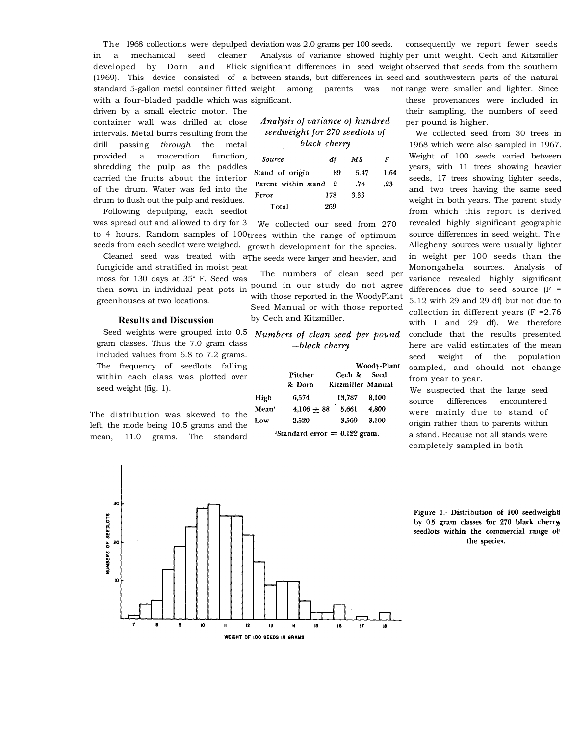The 1968 collections were depulped in a mechanical seed cleaner developed by Dorn and Flick (1969). This device consisted of a standard 5-gallon metal container fitted with a four-bladed paddle which was driven by a small electric motor. The container wall was drilled at close intervals. Metal burrs resulting from the drill passing *through* the metal provided a maceration function, shredding the pulp as the paddles carried the fruits about the interior of the drum. Water was fed into the drum to flush out the pulp and residues.

Following depulping, each seedlot was spread out and allowed to dry for 3 to 4 hours. Random samples of 100 seeds from each seedlot were weighed.

Cleaned seed was treated with a fungicide and stratified in moist peat moss for 130 days at 35° F. Seed was then sown in individual peat pots in greenhouses at two locations.

## Results and Discussion

Seed weights were grouped into 0.5 gram classes. Thus the 7.0 gram class included values from 6.8 to 7.2 grams. The frequency of seedlots falling within each class was plotted over seed weight (fig. 1).

The distribution was skewed to the left, the mode being 10.5 grams and the mean, 11.0 grams. The standard deviation was 2.0 grams per 100 seeds.

Analysis of variance showed highly significant differences in seed weight between stands, but differences in seed weight among parents was not significant.

*Analysis of variance of hundred seedweight for 270 seedlots of black cherry*

| *Source* | *df* | *MS* | *F* |
|---|---|---|---|
| Stand of origin | 89 | 5.47 | 1.64 |
| Parent within stand | 2 | .78 | .23 |
| Error | 178 | 3.33 | |
| Total | 269 | | |

We collected our seed from 270 trees within the range of optimum growth development for the species. The seeds were larger and heavier, and consequently we report fewer seeds per unit weight. Cech and Kitzmiller observed that seeds from the southern and southwestern parts of the natural range were smaller and lighter. Since these provenances were included in their sampling, the numbers of seed per pound is higher.

The numbers of clean seed per pound in our study do not agree with those reported in the WoodyPlant Seed Manual or with those reported by Cech and Kitzmiller.

*Numbers of clean seed per pound —black cherry*

| | Pitcher & Dorn | Cech & Kitzmiller | Woody-Plant Seed Manual |
|---|---|---|---|
| High | 6,574 | 13,787 | 8,100 |
| Mean[1] | 4,106 ± 88 | 5,661 | 4,800 |
| Low | 2,520 | 3,569 | 3,100 |

[1]Standard error = 0.122 gram.

We collected seed from 30 trees in 1968 which were also sampled in 1967. Weight of 100 seeds varied between years, with 11 trees showing heavier seeds, 17 trees showing lighter seeds, and two trees having the same seed weight in both years. The parent study from which this report is derived revealed highly significant geographic source differences in seed weight. The Allegheny sources were usually lighter in weight per 100 seeds than the Monongahela sources. Analysis of variance revealed highly significant differences due to seed source ($F = 5.12$ with 29 and 29 df) but not due to collection in different years ($F = 2.76$ with I and 29 df). We therefore conclude that the results presented here are valid estimates of the mean seed weight of the population sampled, and should not change from year to year.

We suspected that the large seed source differences encountered were mainly due to stand of origin rather than to parents within a stand. Because not all stands were completely sampled in both

Figure 1.—Distribution of 100 seedweights by 0.5 gram classes for 270 black cherry seedlots within the commercial range of the species.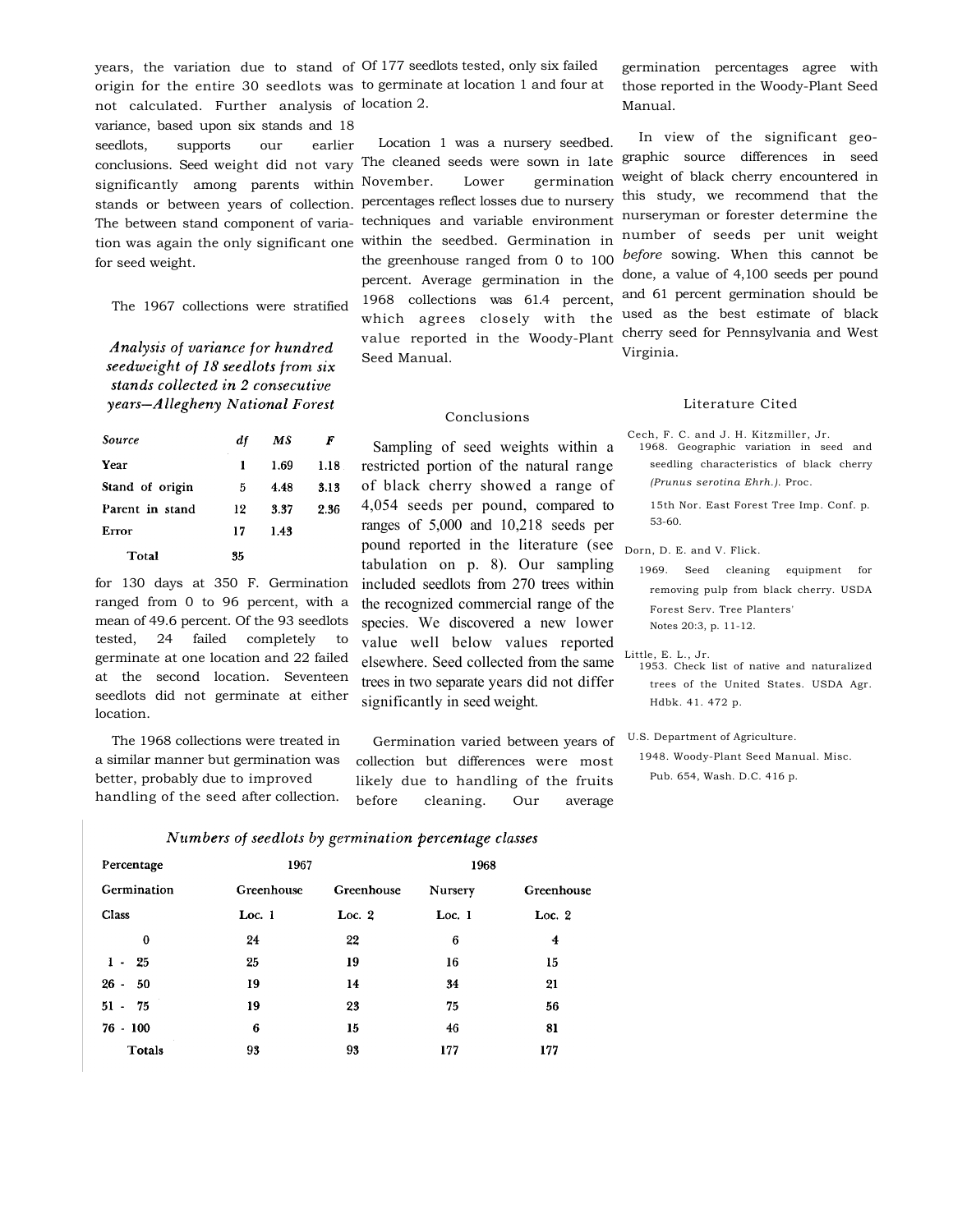years, the variation due to stand of origin for the entire 30 seedlots was not calculated. Further analysis of variance, based upon six stands and 18 seedlots, supports our earlier conclusions. Seed weight did not vary significantly among parents within stands or between years of collection. The between stand component of variation was again the only significant one for seed weight.

The 1967 collections were stratified

*Analysis of variance for hundred seedweight of 18 seedlots from six stands collected in 2 consecutive years—Allegheny National Forest*

| *Source* | *df* | *MS* | *F* |
|---|---|---|---|
| Year | 1 | 1.69 | 1.18 |
| Stand of origin | 5 | 4.48 | 3.13 |
| Parent in stand | 12 | 3.37 | 2.36 |
| Error | 17 | 1.43 | |
| Total | 35 | | |

for 130 days at 350 F. Germination ranged from 0 to 96 percent, with a mean of 49.6 percent. Of the 93 seedlots tested, 24 failed completely to germinate at one location and 22 failed at the second location. Seventeen seedlots did not germinate at either location.

The 1968 collections were treated in a similar manner but germination was better, probably due to improved handling of the seed after collection. Of 177 seedlots tested, only six failed to germinate at location 1 and four at location 2.

Location 1 was a nursery seedbed. The cleaned seeds were sown in late November. Lower germination percentages reflect losses due to nursery techniques and variable environment within the seedbed. Germination in the greenhouse ranged from 0 to 100 percent. Average germination in the 1968 collections was 61.4 percent, which agrees closely with the value reported in the Woody-Plant Seed Manual.

## Conclusions

Sampling of seed weights within a restricted portion of the natural range of black cherry showed a range of 4,054 seeds per pound, compared to ranges of 5,000 and 10,218 seeds per pound reported in the literature (see tabulation on p. 8). Our sampling included seedlots from 270 trees within the recognized commercial range of the species. We discovered a new lower value well below values reported elsewhere. Seed collected from the same trees in two separate years did not differ significantly in seed weight.

Germination varied between years of collection but differences were most likely due to handling of the fruits before cleaning. Our average germination percentages agree with those reported in the Woody-Plant Seed Manual.

In view of the significant geographic source differences in seed weight of black cherry encountered in this study, we recommend that the nurseryman or forester determine the number of seeds per unit weight *before* sowing. When this cannot be done, a value of 4,100 seeds per pound and 61 percent germination should be used as the best estimate of black cherry seed for Pennsylvania and West Virginia.

## Literature Cited

Cech, F. C. and J. H. Kitzmiller, Jr. 1968. Geographic variation in seed and seedling characteristics of black cherry *(Prunus serotina Ehrh.)*. Proc. 15th Nor. East Forest Tree Imp. Conf. p. 53-60.

Dorn, D. E. and V. Flick. 1969. Seed cleaning equipment for removing pulp from black cherry. USDA Forest Serv. Tree Planters' Notes 20:3, p. 11-12.

Little, E. L., Jr. 1953. Check list of native and naturalized trees of the United States. USDA Agr. Hdbk. 41. 472 p.

U.S. Department of Agriculture. 1948. Woody-Plant Seed Manual. Misc. Pub. 654, Wash. D.C. 416 p.

*Numbers of seedlots by germination percentage classes*

| Percentage | 1967 | | 1968 | |
|---|---|---|---|---|
| Germination | Greenhouse | Greenhouse | Nursery | Greenhouse |
| Class | Loc. 1 | Loc. 2 | Loc. 1 | Loc. 2 |
| 0 | 24 | 22 | 6 | 4 |
| 1 - 25 | 25 | 19 | 16 | 15 |
| 26 - 50 | 19 | 14 | 34 | 21 |
| 51 - 75 | 19 | 23 | 75 | 56 |
| 76 - 100 | 6 | 15 | 46 | 81 |
| Totals | 93 | 93 | 177 | 177 |